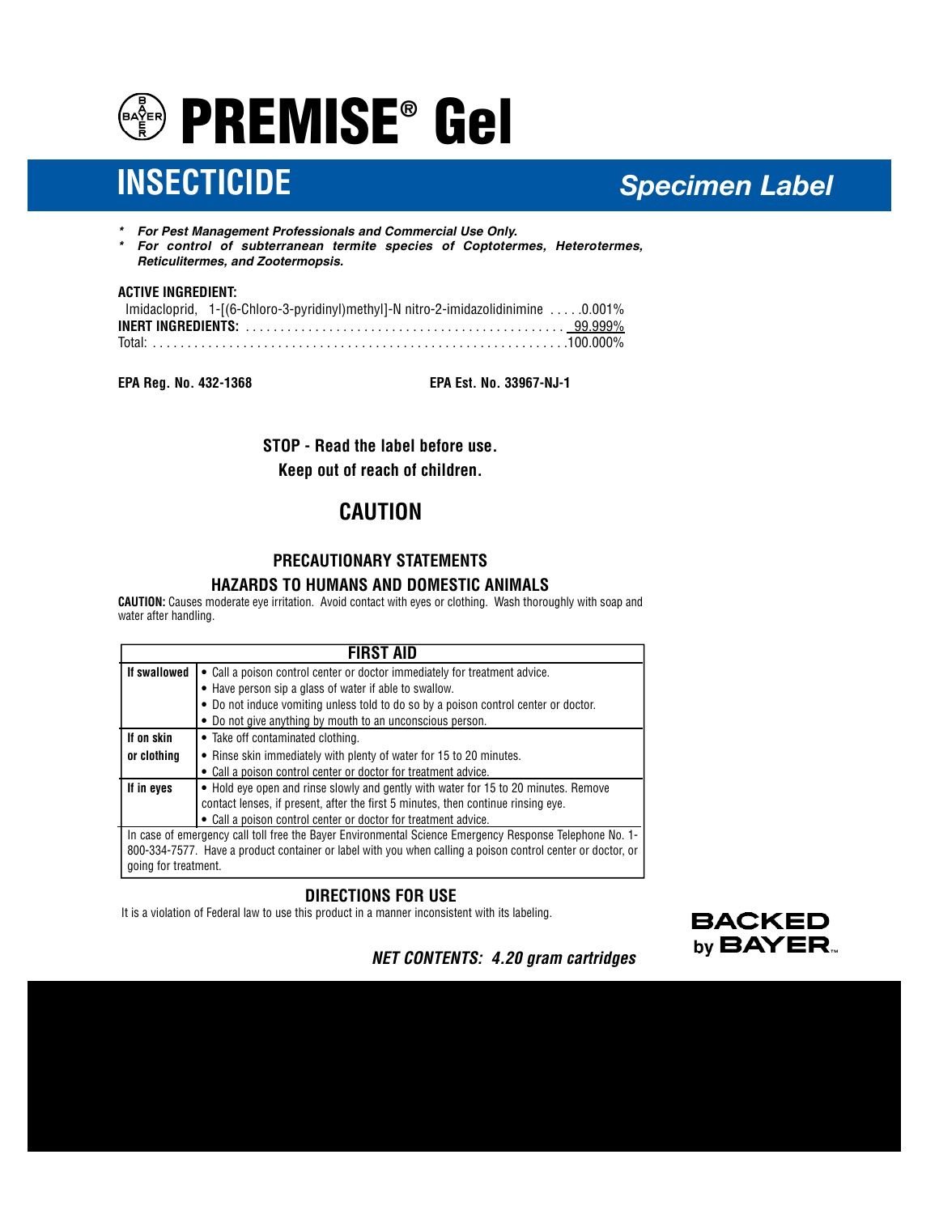# PREMISE® Gel

## INSECTICIDE

*Specimen Label*

- ***For Pest Management Professionals and Commercial Use Only.***
- ***For control of subterranean termite species of Coptotermes, Heterotermes, Reticulitermes, and Zootermopsis.***

**ACTIVE INGREDIENT:**

| | |
|---|---|
| Imidacloprid, 1-[(6-Chloro-3-pyridinyl)methyl]-N nitro-2-imidazolidinimine | 0.001% |
| **INERT INGREDIENTS:** | 99.999% |
| Total: | 100.000% |

**EPA Reg. No. 432-1368** **EPA Est. No. 33967-NJ-1**

**STOP - Read the label before use.**

**Keep out of reach of children.**

## CAUTION

### PRECAUTIONARY STATEMENTS

### HAZARDS TO HUMANS AND DOMESTIC ANIMALS

**CAUTION:** Causes moderate eye irritation. Avoid contact with eyes or clothing. Wash thoroughly with soap and water after handling.

| FIRST AID | |
|---|---|
| **If swallowed** | • Call a poison control center or doctor immediately for treatment advice.<br>• Have person sip a glass of water if able to swallow.<br>• Do not induce vomiting unless told to do so by a poison control center or doctor.<br>• Do not give anything by mouth to an unconscious person. |
| **If on skin or clothing** | • Take off contaminated clothing.<br>• Rinse skin immediately with plenty of water for 15 to 20 minutes.<br>• Call a poison control center or doctor for treatment advice. |
| **If in eyes** | • Hold eye open and rinse slowly and gently with water for 15 to 20 minutes. Remove contact lenses, if present, after the first 5 minutes, then continue rinsing eye.<br>• Call a poison control center or doctor for treatment advice. |
| In case of emergency call toll free the Bayer Environmental Science Emergency Response Telephone No. 1-800-334-7577. Have a product container or label with you when calling a poison control center or doctor, or going for treatment. | |

### DIRECTIONS FOR USE

It is a violation of Federal law to use this product in a manner inconsistent with its labeling.

***NET CONTENTS: 4.20 gram cartridges***

**BACKED by BAYER™**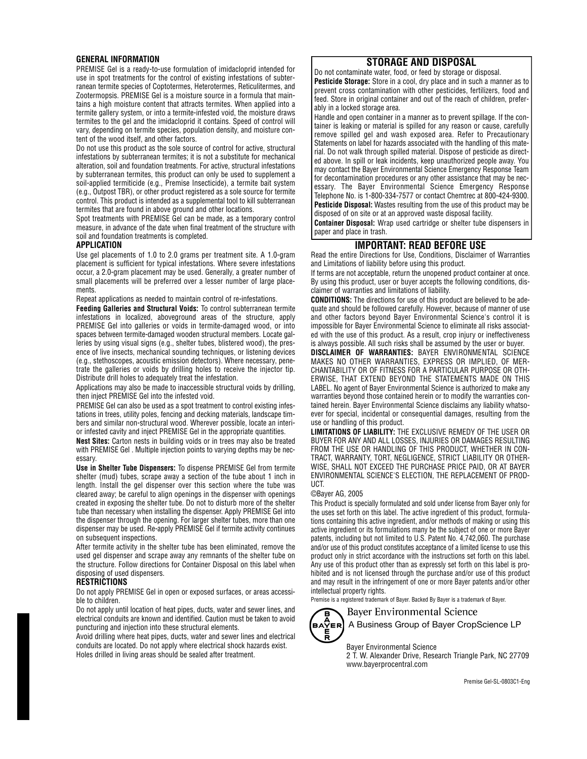## GENERAL INFORMATION

PREMISE Gel is a ready-to-use formulation of imidacloprid intended for use in spot treatments for the control of existing infestations of subterranean termite species of Coptotermes, Heterotermes, Reticulitermes, and Zootermopsis. PREMISE Gel is a moisture source in a formula that maintains a high moisture content that attracts termites. When applied into a termite gallery system, or into a termite-infested void, the moisture draws termites to the gel and the imidacloprid it contains. Speed of control will vary, depending on termite species, population density, and moisture content of the wood itself, and other factors.

Do not use this product as the sole source of control for active, structural infestations by subterranean termites; it is not a substitute for mechanical alteration, soil and foundation treatments. For active, structural infestations by subterranean termites, this product can only be used to supplement a soil-applied termiticide (e.g., Premise Insecticide), a termite bait system (e.g., Outpost TBR), or other product registered as a sole source for termite control. This product is intended as a supplemental tool to kill subterranean termites that are found in above ground and other locations.

Spot treatments with PREMISE Gel can be made, as a temporary control measure, in advance of the date when final treatment of the structure with soil and foundation treatments is completed.

## APPLICATION

Use gel placements of 1.0 to 2.0 grams per treatment site. A 1.0-gram placement is sufficient for typical infestations. Where severe infestations occur, a 2.0-gram placement may be used. Generally, a greater number of small placements will be preferred over a lesser number of large placements.

Repeat applications as needed to maintain control of re-infestations.

**Feeding Galleries and Structural Voids:** To control subterranean termite infestations in localized, aboveground areas of the structure, apply PREMISE Gel into galleries or voids in termite-damaged wood, or into spaces between termite-damaged wooden structural members. Locate galleries by using visual signs (e.g., shelter tubes, blistered wood), the presence of live insects, mechanical sounding techniques, or listening devices (e.g., stethoscopes, acoustic emission detectors). Where necessary, penetrate the galleries or voids by drilling holes to receive the injector tip. Distribute drill holes to adequately treat the infestation.

Applications may also be made to inaccessible structural voids by drilling, then inject PREMISE Gel into the infested void.

PREMISE Gel can also be used as a spot treatment to control existing infestations in trees, utility poles, fencing and decking materials, landscape timbers and similar non-structural wood. Wherever possible, locate an interior infested cavity and inject PREMISE Gel in the appropriate quantities.

**Nest Sites:** Carton nests in building voids or in trees may also be treated with PREMISE Gel . Multiple injection points to varying depths may be necessary.

**Use in Shelter Tube Dispensers:** To dispense PREMISE Gel from termite shelter (mud) tubes, scrape away a section of the tube about 1 inch in length. Install the gel dispenser over this section where the tube was cleared away; be careful to align openings in the dispenser with openings created in exposing the shelter tube. Do not to disturb more of the shelter tube than necessary when installing the dispenser. Apply PREMISE Gel into the dispenser through the opening. For larger shelter tubes, more than one dispenser may be used. Re-apply PREMISE Gel if termite activity continues on subsequent inspections.

After termite activity in the shelter tube has been eliminated, remove the used gel dispenser and scrape away any remnants of the shelter tube on the structure. Follow directions for Container Disposal on this label when disposing of used dispensers.

## RESTRICTIONS

Do not apply PREMISE Gel in open or exposed surfaces, or areas accessible to children.

Do not apply until location of heat pipes, ducts, water and sewer lines, and electrical conduits are known and identified. Caution must be taken to avoid puncturing and injection into these structural elements.

Avoid drilling where heat pipes, ducts, water and sewer lines and electrical conduits are located. Do not apply where electrical shock hazards exist.

Holes drilled in living areas should be sealed after treatment.

## STORAGE AND DISPOSAL

Do not contaminate water, food, or feed by storage or disposal.

**Pesticide Storage:** Store in a cool, dry place and in such a manner as to prevent cross contamination with other pesticides, fertilizers, food and feed. Store in original container and out of the reach of children, preferably in a locked storage area.

Handle and open container in a manner as to prevent spillage. If the container is leaking or material is spilled for any reason or cause, carefully remove spilled gel and wash exposed area. Refer to Precautionary Statements on label for hazards associated with the handling of this material. Do not walk through spilled material. Dispose of pesticide as directed above. In spill or leak incidents, keep unauthorized people away. You may contact the Bayer Environmental Science Emergency Response Team for decontamination procedures or any other assistance that may be necessary. The Bayer Environmental Science Emergency Response Telephone No. is 1-800-334-7577 or contact Chemtrec at 800-424-9300.

**Pesticide Disposal:** Wastes resulting from the use of this product may be disposed of on site or at an approved waste disposal facility.

**Container Disposal:** Wrap used cartridge or shelter tube dispensers in paper and place in trash.

## IMPORTANT: READ BEFORE USE

Read the entire Directions for Use, Conditions, Disclaimer of Warranties and Limitations of liability before using this product.

If terms are not acceptable, return the unopened product container at once. By using this product, user or buyer accepts the following conditions, disclaimer of warranties and limitations of liability.

**CONDITIONS:** The directions for use of this product are believed to be adequate and should be followed carefully. However, because of manner of use and other factors beyond Bayer Environmental Science's control it is impossible for Bayer Environmental Science to eliminate all risks associated with the use of this product. As a result, crop injury or ineffectiveness is always possible. All such risks shall be assumed by the user or buyer.

**DISCLAIMER OF WARRANTIES:** BAYER ENVIRONMENTAL SCIENCE MAKES NO OTHER WARRANTIES, EXPRESS OR IMPLIED, OF MERCHANTABILITY OR OF FITNESS FOR A PARTICULAR PURPOSE OR OTHERWISE, THAT EXTEND BEYOND THE STATEMENTS MADE ON THIS LABEL. No agent of Bayer Environmental Science is authorized to make any warranties beyond those contained herein or to modify the warranties contained herein. Bayer Environmental Science disclaims any liability whatsoever for special, incidental or consequential damages, resulting from the use or handling of this product.

**LIMITATIONS OF LIABILITY:** THE EXCLUSIVE REMEDY OF THE USER OR BUYER FOR ANY AND ALL LOSSES, INJURIES OR DAMAGES RESULTING FROM THE USE OR HANDLING OF THIS PRODUCT, WHETHER IN CONTRACT, WARRANTY, TORT, NEGLIGENCE, STRICT LIABILITY OR OTHERWISE, SHALL NOT EXCEED THE PURCHASE PRICE PAID, OR AT BAYER ENVIRONMENTAL SCIENCE'S ELECTION, THE REPLACEMENT OF PRODUCT.

©Bayer AG, 2005

This Product is specially formulated and sold under license from Bayer only for the uses set forth on this label. The active ingredient of this product, formulations containing this active ingredient, and/or methods of making or using this active ingredient or its formulations many be the subject of one or more Bayer patents, including but not limited to U.S. Patent No. 4,742,060. The purchase and/or use of this product constitutes acceptance of a limited license to use this product only in strict accordance with the instructions set forth on this label. Any use of this product other than as expressly set forth on this label is prohibited and is not licensed through the purchase and/or use of this product and may result in the infringement of one or more Bayer patents and/or other intellectual property rights.

Premise is a registered trademark of Bayer. Backed By Bayer is a trademark of Bayer.

Bayer Environmental Science
A Business Group of Bayer CropScience LP

Bayer Environmental Science
2 T. W. Alexander Drive, Research Triangle Park, NC 27709
www.bayerprocentral.com

Premise Gel-SL-0803C1-Eng